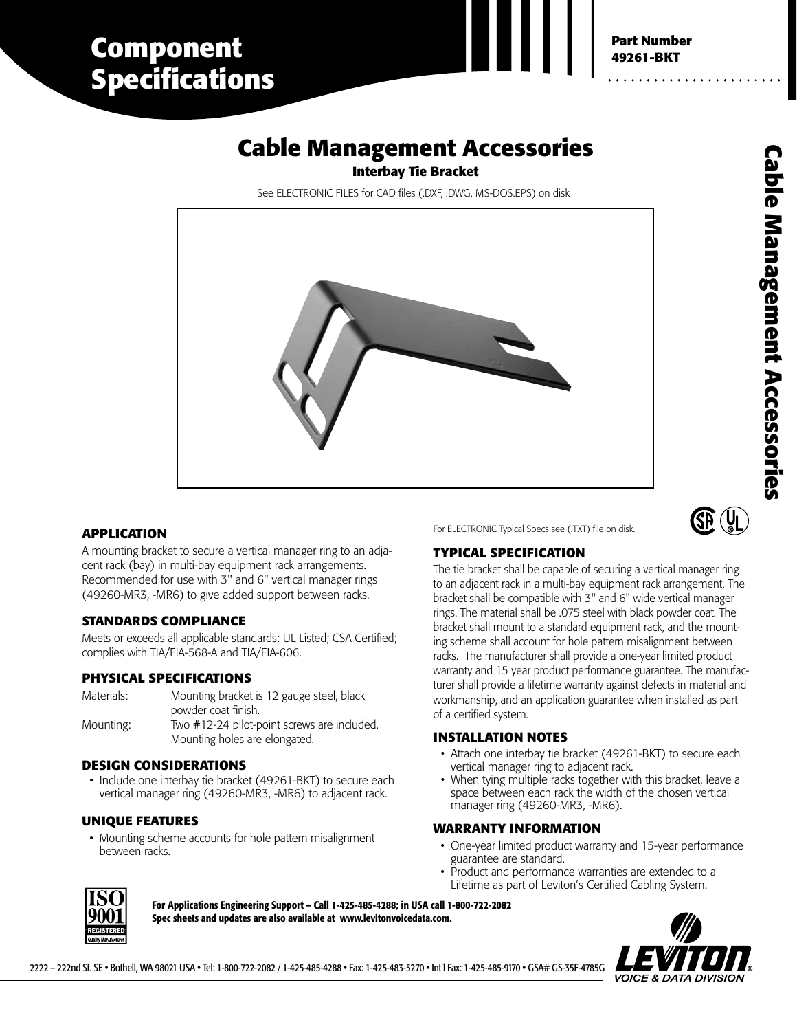# Component Specifications

**Part Number**
**49261-BKT**

# Cable Management Accessories

### Interbay Tie Bracket

See ELECTRONIC FILES for CAD files (.DXF, .DWG, MS-DOS.EPS) on disk

## APPLICATION

A mounting bracket to secure a vertical manager ring to an adjacent rack (bay) in multi-bay equipment rack arrangements. Recommended for use with 3" and 6" vertical manager rings (49260-MR3, -MR6) to give added support between racks.

## STANDARDS COMPLIANCE

Meets or exceeds all applicable standards: UL Listed; CSA Certified; complies with TIA/EIA-568-A and TIA/EIA-606.

## PHYSICAL SPECIFICATIONS

| | |
|---|---|
| Materials: | Mounting bracket is 12 gauge steel, black powder coat finish. |
| Mounting: | Two #12-24 pilot-point screws are included. Mounting holes are elongated. |

## DESIGN CONSIDERATIONS

- Include one interbay tie bracket (49261-BKT) to secure each vertical manager ring (49260-MR3, -MR6) to adjacent rack.

## UNIQUE FEATURES

- Mounting scheme accounts for hole pattern misalignment between racks.

For ELECTRONIC Typical Specs see (.TXT) file on disk.

## TYPICAL SPECIFICATION

The tie bracket shall be capable of securing a vertical manager ring to an adjacent rack in a multi-bay equipment rack arrangement. The bracket shall be compatible with 3" and 6" wide vertical manager rings. The material shall be .075 steel with black powder coat. The bracket shall mount to a standard equipment rack, and the mounting scheme shall account for hole pattern misalignment between racks. The manufacturer shall provide a one-year limited product warranty and 15 year product performance guarantee. The manufacturer shall provide a lifetime warranty against defects in material and workmanship, and an application guarantee when installed as part of a certified system.

## INSTALLATION NOTES

- Attach one interbay tie bracket (49261-BKT) to secure each vertical manager ring to adjacent rack.
- When tying multiple racks together with this bracket, leave a space between each rack the width of the chosen vertical manager ring (49260-MR3, -MR6).

## WARRANTY INFORMATION

- One-year limited product warranty and 15-year performance guarantee are standard.
- Product and performance warranties are extended to a Lifetime as part of Leviton's Certified Cabling System.

**For Applications Engineering Support – Call 1-425-485-4288; in USA call 1-800-722-2082**
**Spec sheets and updates are also available at www.levitonvoicedata.com.**

2222 – 222nd St. SE • Bothell, WA 98021 USA • Tel: 1-800-722-2082 / 1-425-485-4288 • Fax: 1-425-483-5270 • Int'l Fax: 1-425-485-9170 • GSA# GS-35F-4785G

LEVITON VOICE & DATA DIVISION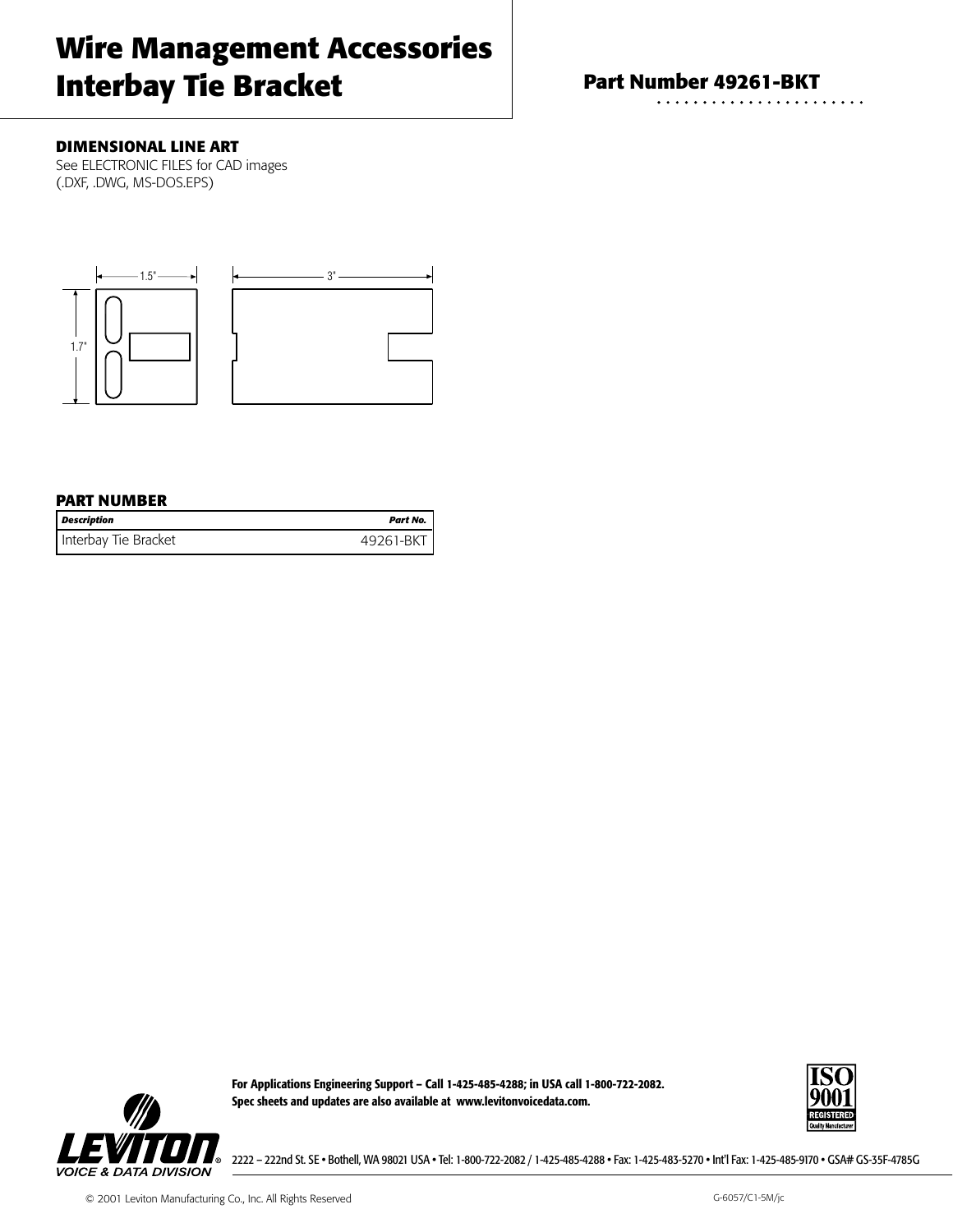# Wire Management Accessories
# Interbay Tie Bracket

## Part Number 49261-BKT

### DIMENSIONAL LINE ART

See ELECTRONIC FILES for CAD images
(.DXF, .DWG, MS-DOS.EPS)

1.5"

3"

1.7"

### PART NUMBER

| *Description* | *Part No.* |
|---|---|
| Interbay Tie Bracket | 49261-BKT |

**For Applications Engineering Support – Call 1-425-485-4288; in USA call 1-800-722-2082.**
**Spec sheets and updates are also available at www.levitonvoicedata.com.**

LEVITON® VOICE & DATA DIVISION

2222 – 222nd St. SE • Bothell, WA 98021 USA • Tel: 1-800-722-2082 / 1-425-485-4288 • Fax: 1-425-483-5270 • Int'l Fax: 1-425-485-9170 • GSA# GS-35F-4785G

ISO 9001 REGISTERED Quality Manufacturer

© 2001 Leviton Manufacturing Co., Inc. All Rights Reserved

G-6057/C1-5M/jc